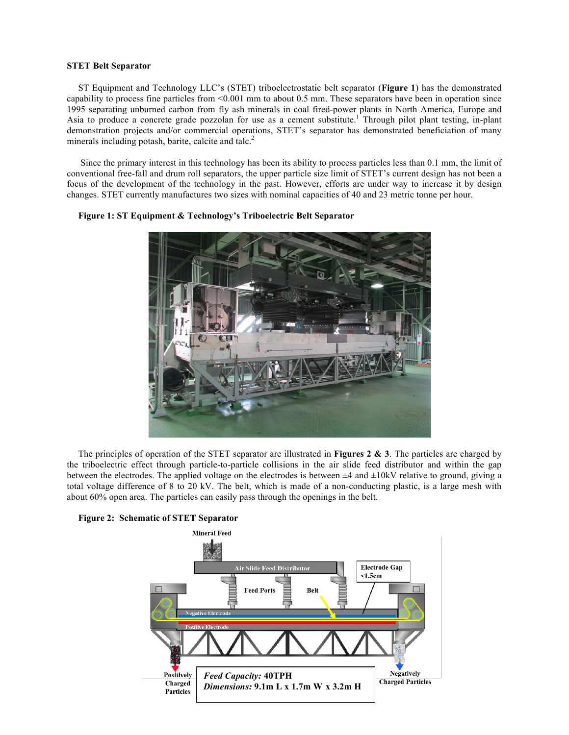**STET Belt Separator**

ST Equipment and Technology LLC's (STET) triboelectrostatic belt separator (**Figure 1**) has the demonstrated capability to process fine particles from <0.001 mm to about 0.5 mm. These separators have been in operation since 1995 separating unburned carbon from fly ash minerals in coal fired-power plants in North America, Europe and Asia to produce a concrete grade pozzolan for use as a cement substitute.[1] Through pilot plant testing, in-plant demonstration projects and/or commercial operations, STET's separator has demonstrated beneficiation of many minerals including potash, barite, calcite and talc.[2]

Since the primary interest in this technology has been its ability to process particles less than 0.1 mm, the limit of conventional free-fall and drum roll separators, the upper particle size limit of STET's current design has not been a focus of the development of the technology in the past. However, efforts are under way to increase it by design changes. STET currently manufactures two sizes with nominal capacities of 40 and 23 metric tonne per hour.

**Figure 1: ST Equipment & Technology's Triboelectric Belt Separator**

The principles of operation of the STET separator are illustrated in **Figures 2 & 3**. The particles are charged by the triboelectric effect through particle-to-particle collisions in the air slide feed distributor and within the gap between the electrodes. The applied voltage on the electrodes is between ±4 and ±10kV relative to ground, giving a total voltage difference of 8 to 20 kV. The belt, which is made of a non-conducting plastic, is a large mesh with about 60% open area. The particles can easily pass through the openings in the belt.

**Figure 2: Schematic of STET Separator**

Mineral Feed

Air Slide Feed Distributor

Electrode Gap <1.5cm

Feed Ports

Belt

Negative Electrode

Positive Electrode

Positively Charged Particles

*Feed Capacity:* 40TPH
*Dimensions:* 9.1m L x 1.7m W x 3.2m H

Negatively Charged Particles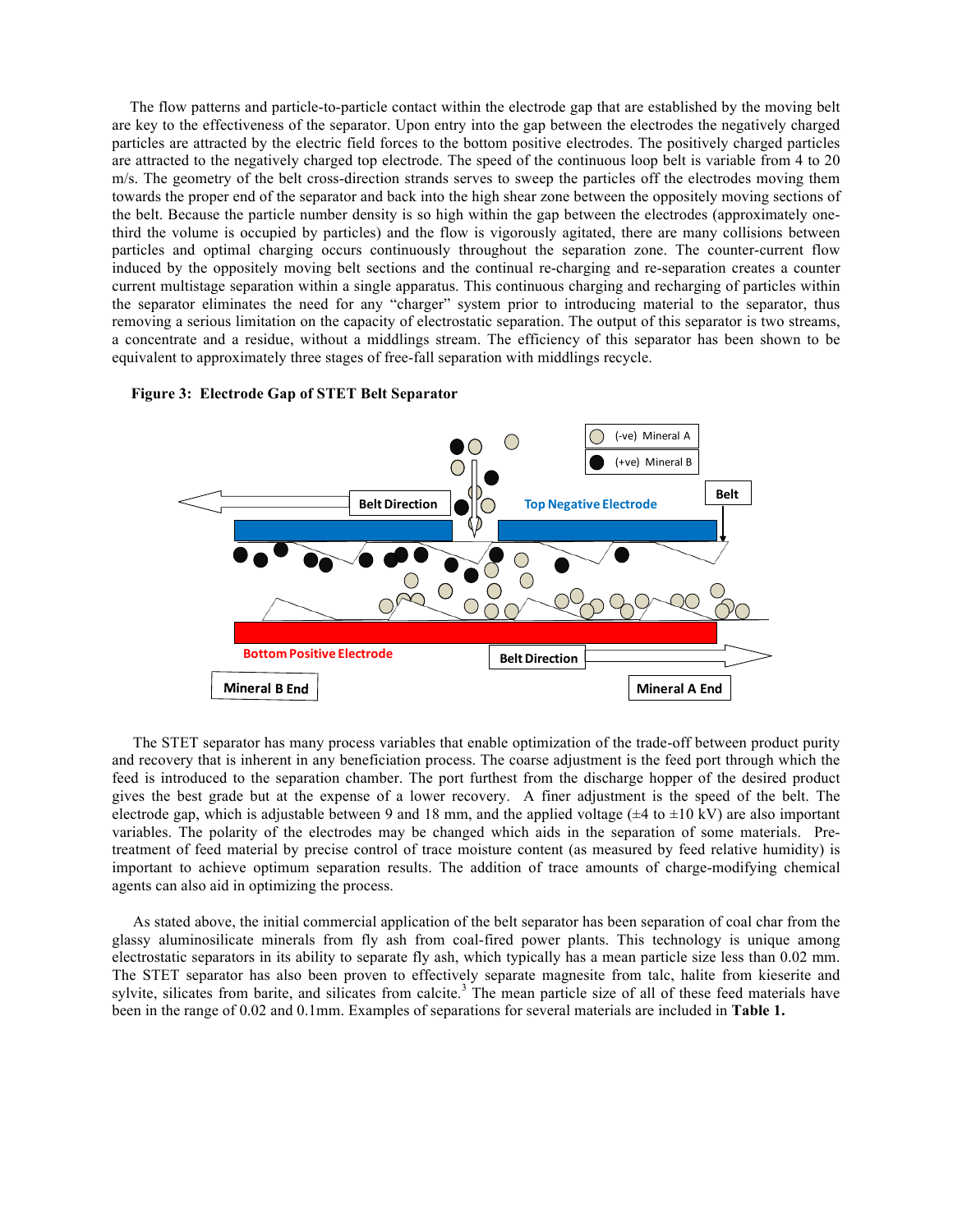The flow patterns and particle-to-particle contact within the electrode gap that are established by the moving belt are key to the effectiveness of the separator. Upon entry into the gap between the electrodes the negatively charged particles are attracted by the electric field forces to the bottom positive electrodes. The positively charged particles are attracted to the negatively charged top electrode. The speed of the continuous loop belt is variable from 4 to 20 m/s. The geometry of the belt cross-direction strands serves to sweep the particles off the electrodes moving them towards the proper end of the separator and back into the high shear zone between the oppositely moving sections of the belt. Because the particle number density is so high within the gap between the electrodes (approximately one-third the volume is occupied by particles) and the flow is vigorously agitated, there are many collisions between particles and optimal charging occurs continuously throughout the separation zone. The counter-current flow induced by the oppositely moving belt sections and the continual re-charging and re-separation creates a counter current multistage separation within a single apparatus. This continuous charging and recharging of particles within the separator eliminates the need for any "charger" system prior to introducing material to the separator, thus removing a serious limitation on the capacity of electrostatic separation. The output of this separator is two streams, a concentrate and a residue, without a middlings stream. The efficiency of this separator has been shown to be equivalent to approximately three stages of free-fall separation with middlings recycle.

**Figure 3: Electrode Gap of STET Belt Separator**

The STET separator has many process variables that enable optimization of the trade-off between product purity and recovery that is inherent in any beneficiation process. The coarse adjustment is the feed port through which the feed is introduced to the separation chamber. The port furthest from the discharge hopper of the desired product gives the best grade but at the expense of a lower recovery. A finer adjustment is the speed of the belt. The electrode gap, which is adjustable between 9 and 18 mm, and the applied voltage (±4 to ±10 kV) are also important variables. The polarity of the electrodes may be changed which aids in the separation of some materials. Pre-treatment of feed material by precise control of trace moisture content (as measured by feed relative humidity) is important to achieve optimum separation results. The addition of trace amounts of charge-modifying chemical agents can also aid in optimizing the process.

As stated above, the initial commercial application of the belt separator has been separation of coal char from the glassy aluminosilicate minerals from fly ash from coal-fired power plants. This technology is unique among electrostatic separators in its ability to separate fly ash, which typically has a mean particle size less than 0.02 mm. The STET separator has also been proven to effectively separate magnesite from talc, halite from kieserite and sylvite, silicates from barite, and silicates from calcite.[3] The mean particle size of all of these feed materials have been in the range of 0.02 and 0.1mm. Examples of separations for several materials are included in **Table 1.**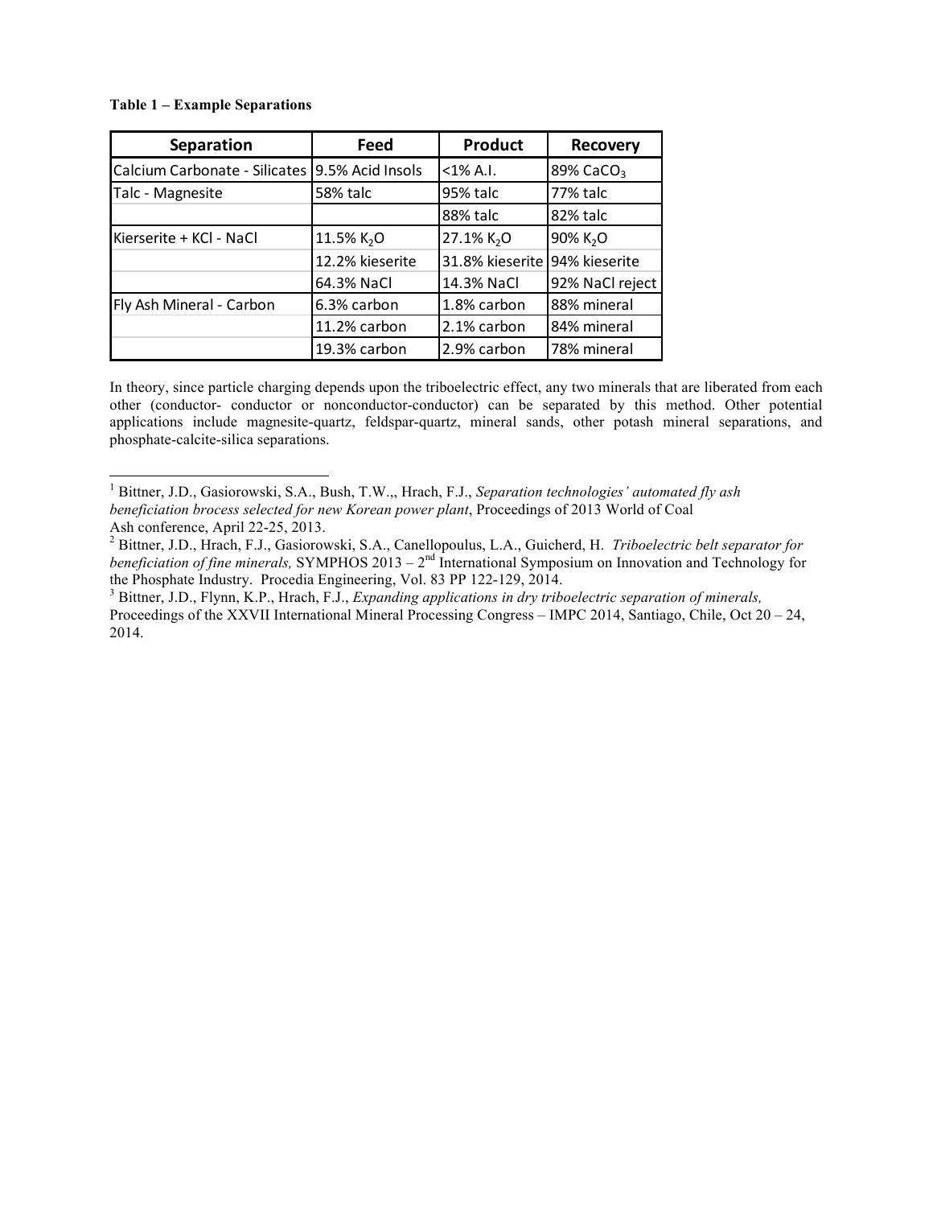**Table 1 – Example Separations**

| Separation | Feed | Product | Recovery |
|---|---|---|---|
| Calcium Carbonate - Silicates | 9.5% Acid Insols | <1% A.I. | 89% $CaCO_3$ |
| Talc - Magnesite | 58% talc | 95% talc | 77% talc |
| | | 88% talc | 82% talc |
| Kierserite + KCl - NaCl | 11.5% $K_2O$ | 27.1% $K_2O$ | 90% $K_2O$ |
| | 12.2% kieserite | 31.8% kieserite | 94% kieserite |
| | 64.3% NaCl | 14.3% NaCl | 92% NaCl reject |
| Fly Ash Mineral - Carbon | 6.3% carbon | 1.8% carbon | 88% mineral |
| | 11.2% carbon | 2.1% carbon | 84% mineral |
| | 19.3% carbon | 2.9% carbon | 78% mineral |

In theory, since particle charging depends upon the triboelectric effect, any two minerals that are liberated from each other (conductor- conductor or nonconductor-conductor) can be separated by this method. Other potential applications include magnesite-quartz, feldspar-quartz, mineral sands, other potash mineral separations, and phosphate-calcite-silica separations.

---

[1] Bittner, J.D., Gasiorowski, S.A., Bush, T.W.,, Hrach, F.J., *Separation technologies' automated fly ash beneficiation brocess selected for new Korean power plant*, Proceedings of 2013 World of Coal Ash conference, April 22-25, 2013.

[2] Bittner, J.D., Hrach, F.J., Gasiorowski, S.A., Canellopoulus, L.A., Guicherd, H. *Triboelectric belt separator for beneficiation of fine minerals,* SYMPHOS 2013 – 2nd International Symposium on Innovation and Technology for the Phosphate Industry. Procedia Engineering, Vol. 83 PP 122-129, 2014.

[3] Bittner, J.D., Flynn, K.P., Hrach, F.J., *Expanding applications in dry triboelectric separation of minerals,* Proceedings of the XXVII International Mineral Processing Congress – IMPC 2014, Santiago, Chile, Oct 20 – 24, 2014.